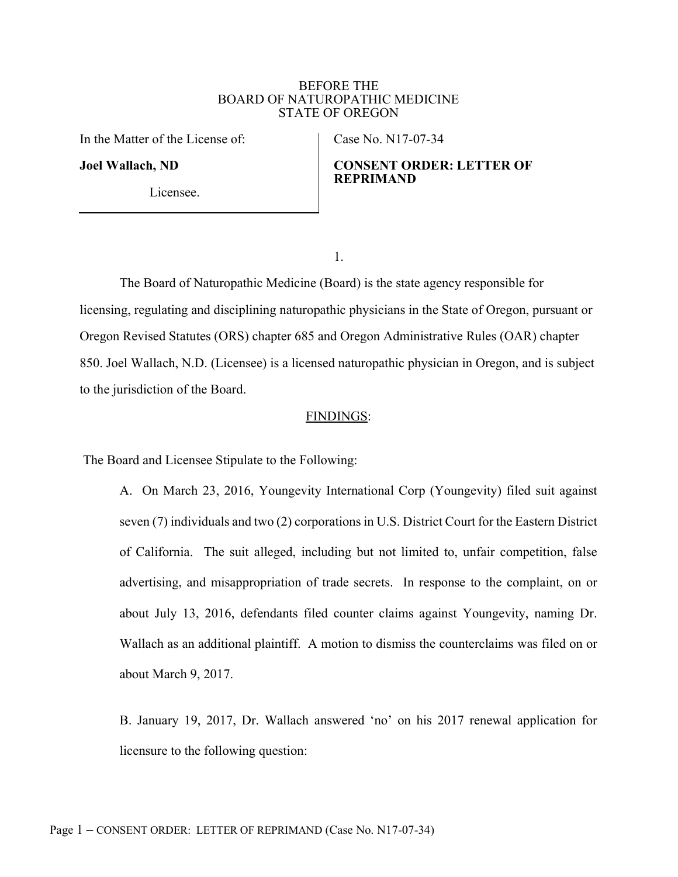BEFORE THE
BOARD OF NATUROPATHIC MEDICINE
STATE OF OREGON

| In the Matter of the License of: | Case No. N17-07-34 |
|---|---|
| **Joel Wallach, ND** | **CONSENT ORDER: LETTER OF REPRIMAND** |
| Licensee. | |

1.

The Board of Naturopathic Medicine (Board) is the state agency responsible for licensing, regulating and disciplining naturopathic physicians in the State of Oregon, pursuant or Oregon Revised Statutes (ORS) chapter 685 and Oregon Administrative Rules (OAR) chapter 850. Joel Wallach, N.D. (Licensee) is a licensed naturopathic physician in Oregon, and is subject to the jurisdiction of the Board.

FINDINGS:

The Board and Licensee Stipulate to the Following:

A. On March 23, 2016, Youngevity International Corp (Youngevity) filed suit against seven (7) individuals and two (2) corporations in U.S. District Court for the Eastern District of California. The suit alleged, including but not limited to, unfair competition, false advertising, and misappropriation of trade secrets. In response to the complaint, on or about July 13, 2016, defendants filed counter claims against Youngevity, naming Dr. Wallach as an additional plaintiff. A motion to dismiss the counterclaims was filed on or about March 9, 2017.

B. January 19, 2017, Dr. Wallach answered 'no' on his 2017 renewal application for licensure to the following question: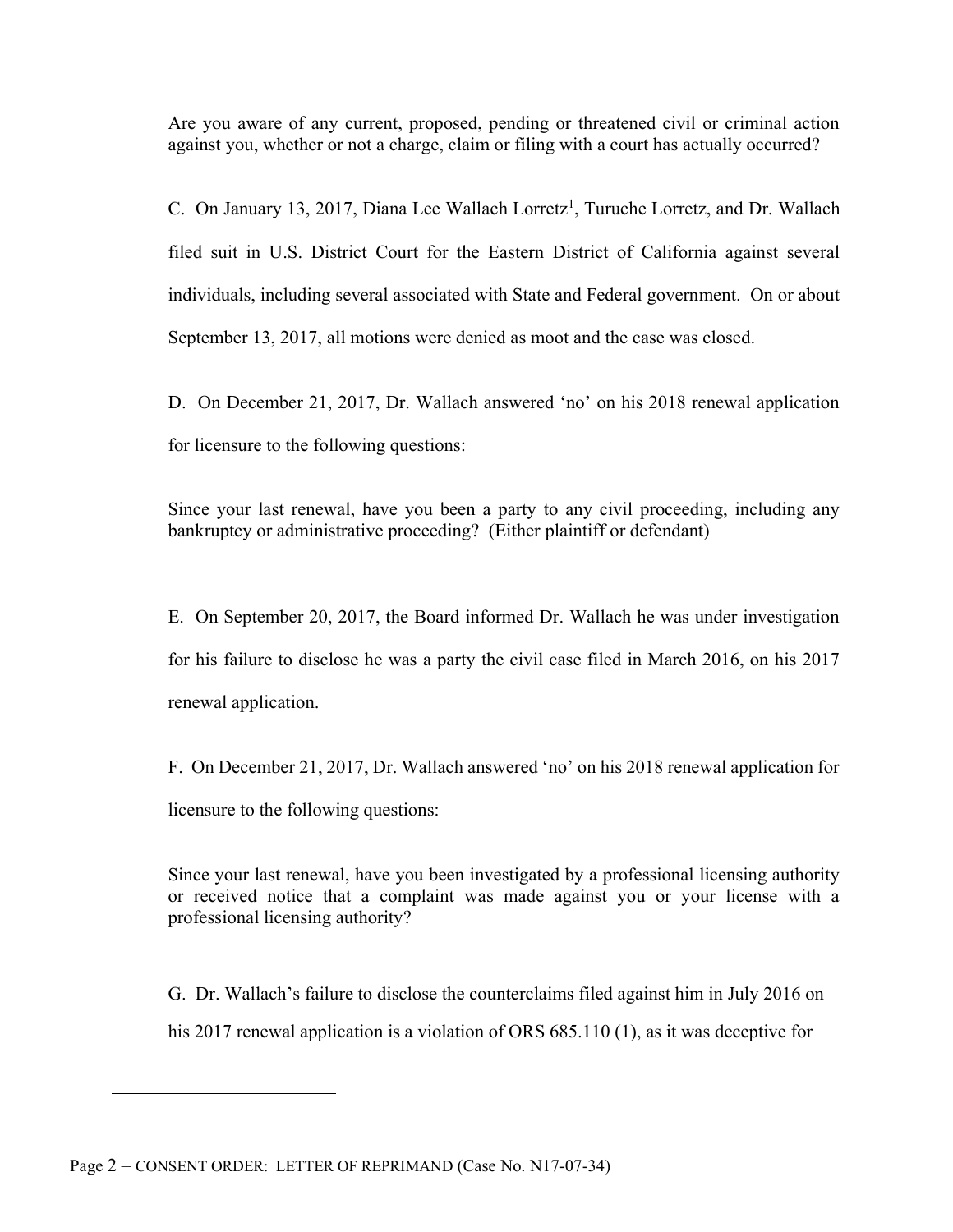Are you aware of any current, proposed, pending or threatened civil or criminal action against you, whether or not a charge, claim or filing with a court has actually occurred?

C. On January 13, 2017, Diana Lee Wallach Lorretz[1], Turuche Lorretz, and Dr. Wallach filed suit in U.S. District Court for the Eastern District of California against several individuals, including several associated with State and Federal government. On or about September 13, 2017, all motions were denied as moot and the case was closed.

D. On December 21, 2017, Dr. Wallach answered 'no' on his 2018 renewal application for licensure to the following questions:

Since your last renewal, have you been a party to any civil proceeding, including any bankruptcy or administrative proceeding? (Either plaintiff or defendant)

E. On September 20, 2017, the Board informed Dr. Wallach he was under investigation for his failure to disclose he was a party the civil case filed in March 2016, on his 2017 renewal application.

F. On December 21, 2017, Dr. Wallach answered 'no' on his 2018 renewal application for licensure to the following questions:

Since your last renewal, have you been investigated by a professional licensing authority or received notice that a complaint was made against you or your license with a professional licensing authority?

G. Dr. Wallach's failure to disclose the counterclaims filed against him in July 2016 on his 2017 renewal application is a violation of ORS 685.110 (1), as it was deceptive for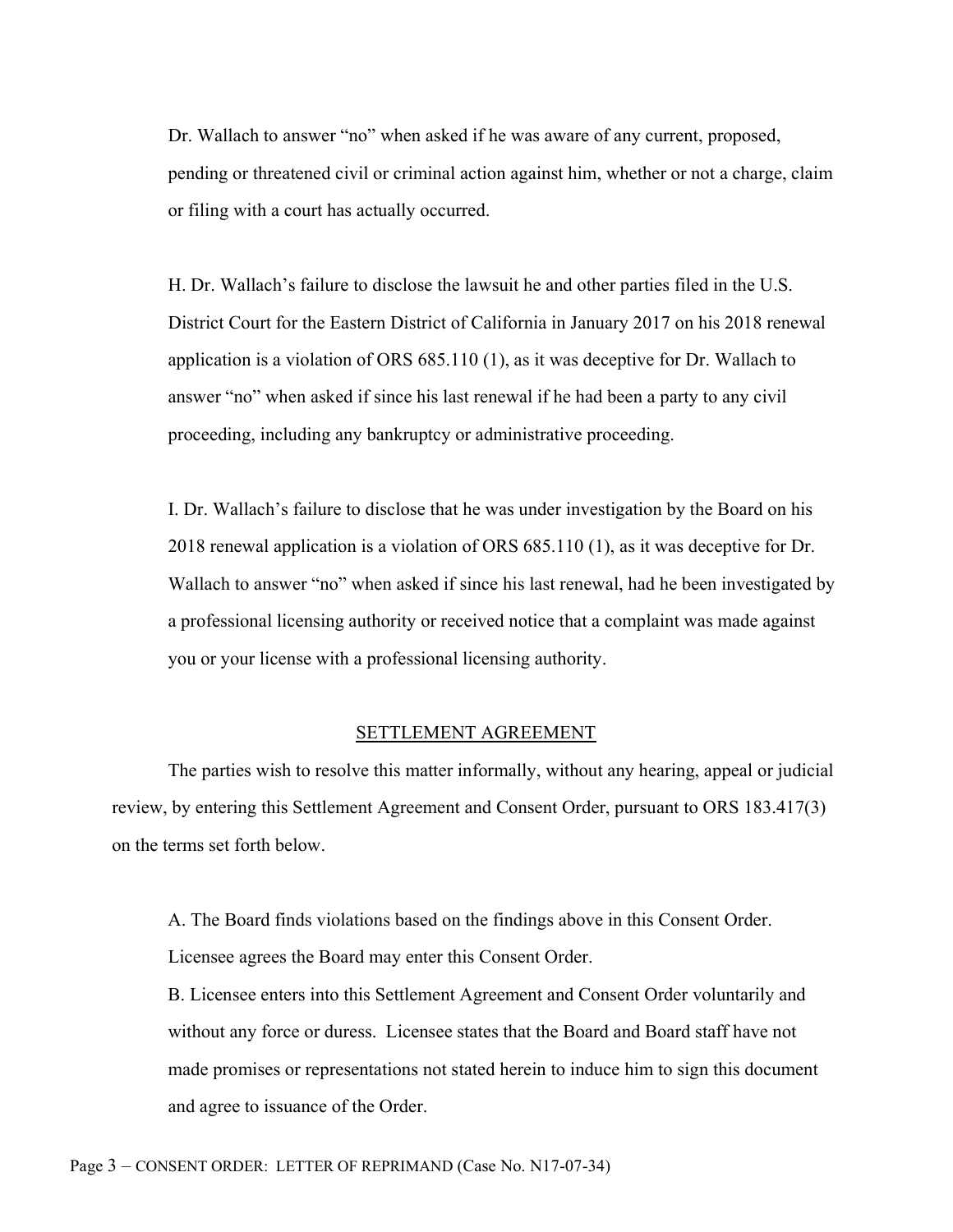Dr. Wallach to answer "no" when asked if he was aware of any current, proposed, pending or threatened civil or criminal action against him, whether or not a charge, claim or filing with a court has actually occurred.

H. Dr. Wallach's failure to disclose the lawsuit he and other parties filed in the U.S. District Court for the Eastern District of California in January 2017 on his 2018 renewal application is a violation of ORS 685.110 (1), as it was deceptive for Dr. Wallach to answer "no" when asked if since his last renewal if he had been a party to any civil proceeding, including any bankruptcy or administrative proceeding.

I. Dr. Wallach's failure to disclose that he was under investigation by the Board on his 2018 renewal application is a violation of ORS 685.110 (1), as it was deceptive for Dr. Wallach to answer "no" when asked if since his last renewal, had he been investigated by a professional licensing authority or received notice that a complaint was made against you or your license with a professional licensing authority.

## SETTLEMENT AGREEMENT

The parties wish to resolve this matter informally, without any hearing, appeal or judicial review, by entering this Settlement Agreement and Consent Order, pursuant to ORS 183.417(3) on the terms set forth below.

A. The Board finds violations based on the findings above in this Consent Order. Licensee agrees the Board may enter this Consent Order.

B. Licensee enters into this Settlement Agreement and Consent Order voluntarily and without any force or duress. Licensee states that the Board and Board staff have not made promises or representations not stated herein to induce him to sign this document and agree to issuance of the Order.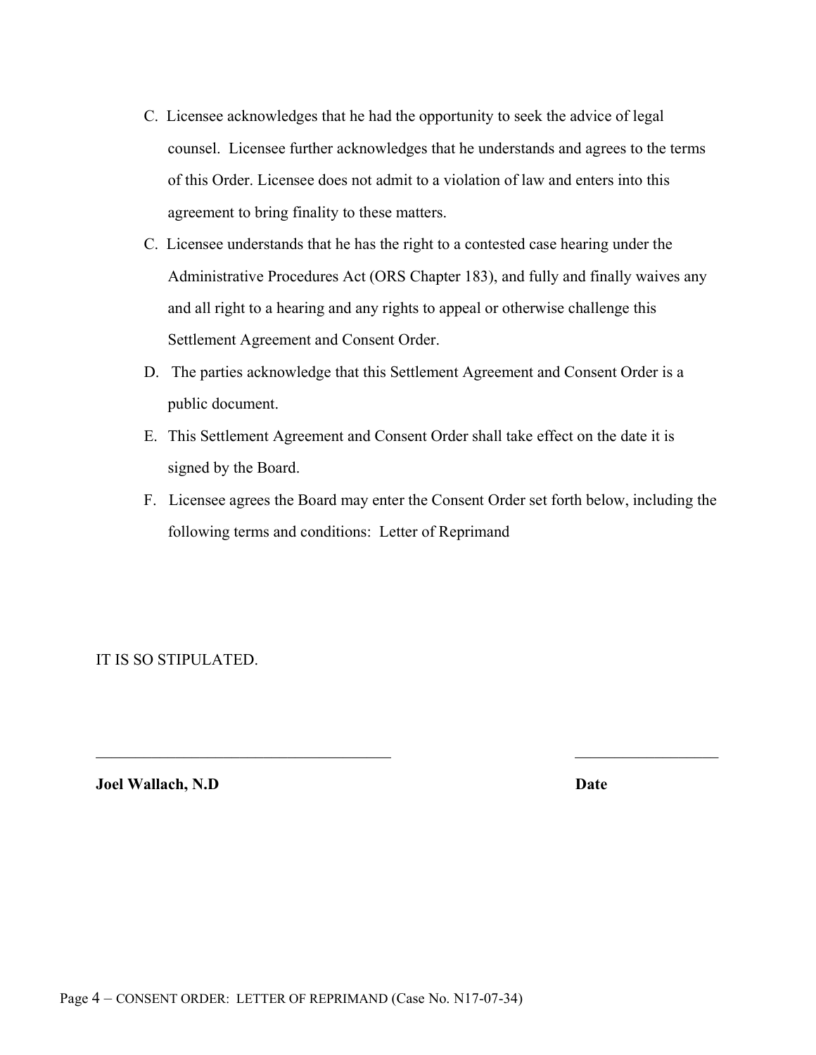C. Licensee acknowledges that he had the opportunity to seek the advice of legal counsel. Licensee further acknowledges that he understands and agrees to the terms of this Order. Licensee does not admit to a violation of law and enters into this agreement to bring finality to these matters.

C. Licensee understands that he has the right to a contested case hearing under the Administrative Procedures Act (ORS Chapter 183), and fully and finally waives any and all right to a hearing and any rights to appeal or otherwise challenge this Settlement Agreement and Consent Order.

D. The parties acknowledge that this Settlement Agreement and Consent Order is a public document.

E. This Settlement Agreement and Consent Order shall take effect on the date it is signed by the Board.

F. Licensee agrees the Board may enter the Consent Order set forth below, including the following terms and conditions: Letter of Reprimand

IT IS SO STIPULATED.

______________________________________ ___________________

**Joel Wallach, N.D** **Date**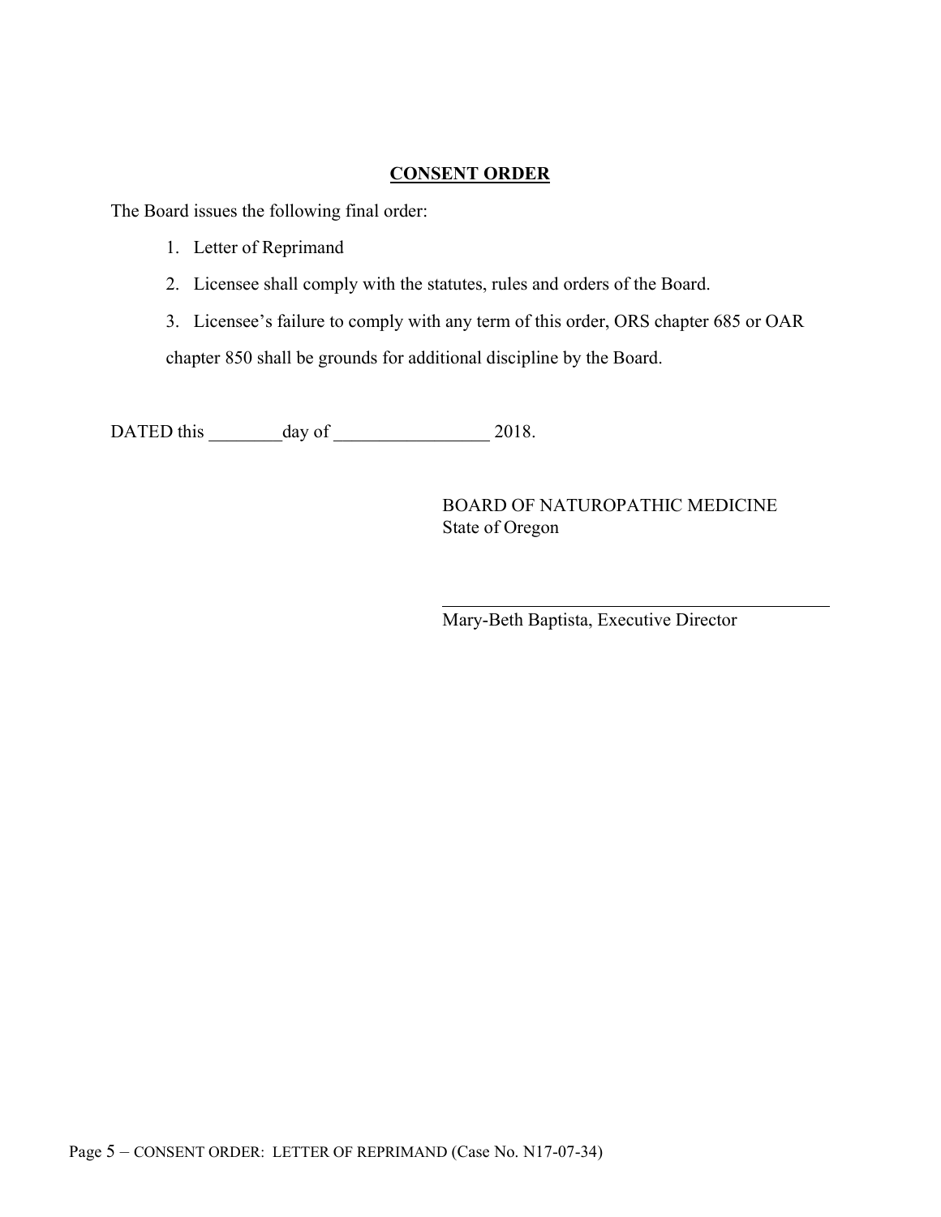**CONSENT ORDER**

The Board issues the following final order:

1. Letter of Reprimand
2. Licensee shall comply with the statutes, rules and orders of the Board.
3. Licensee's failure to comply with any term of this order, ORS chapter 685 or OAR chapter 850 shall be grounds for additional discipline by the Board.

DATED this ________day of _________________ 2018.

BOARD OF NATUROPATHIC MEDICINE
State of Oregon

_____________________________________________
Mary-Beth Baptista, Executive Director